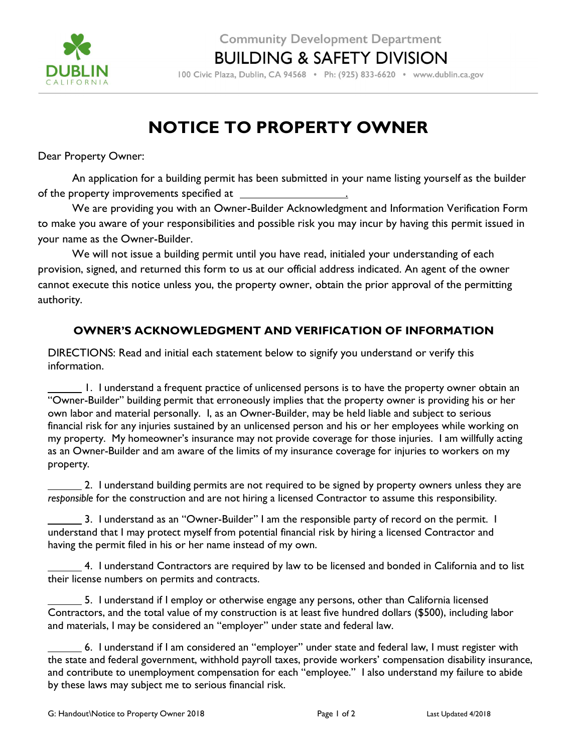Community Development Department

# BUILDING & SAFETY DIVISION

100 Civic Plaza, Dublin, CA 94568 • Ph: (925) 833-6620 • www.dublin.ca.gov

# NOTICE TO PROPERTY OWNER

Dear Property Owner:

An application for a building permit has been submitted in your name listing yourself as the builder of the property improvements specified at ____________________.

We are providing you with an Owner-Builder Acknowledgment and Information Verification Form to make you aware of your responsibilities and possible risk you may incur by having this permit issued in your name as the Owner-Builder.

We will not issue a building permit until you have read, initialed your understanding of each provision, signed, and returned this form to us at our official address indicated. An agent of the owner cannot execute this notice unless you, the property owner, obtain the prior approval of the permitting authority.

## OWNER'S ACKNOWLEDGMENT AND VERIFICATION OF INFORMATION

DIRECTIONS: Read and initial each statement below to signify you understand or verify this information.

______ 1. I understand a frequent practice of unlicensed persons is to have the property owner obtain an "Owner-Builder" building permit that erroneously implies that the property owner is providing his or her own labor and material personally. I, as an Owner-Builder, may be held liable and subject to serious financial risk for any injuries sustained by an unlicensed person and his or her employees while working on my property. My homeowner's insurance may not provide coverage for those injuries. I am willfully acting as an Owner-Builder and am aware of the limits of my insurance coverage for injuries to workers on my property.

______ 2. I understand building permits are not required to be signed by property owners unless they are *responsible* for the construction and are not hiring a licensed Contractor to assume this responsibility.

______ 3. I understand as an "Owner-Builder" I am the responsible party of record on the permit. I understand that I may protect myself from potential financial risk by hiring a licensed Contractor and having the permit filed in his or her name instead of my own.

______ 4. I understand Contractors are required by law to be licensed and bonded in California and to list their license numbers on permits and contracts.

______ 5. I understand if I employ or otherwise engage any persons, other than California licensed Contractors, and the total value of my construction is at least five hundred dollars ($500), including labor and materials, I may be considered an "employer" under state and federal law.

______ 6. I understand if I am considered an "employer" under state and federal law, I must register with the state and federal government, withhold payroll taxes, provide workers' compensation disability insurance, and contribute to unemployment compensation for each "employee." I also understand my failure to abide by these laws may subject me to serious financial risk.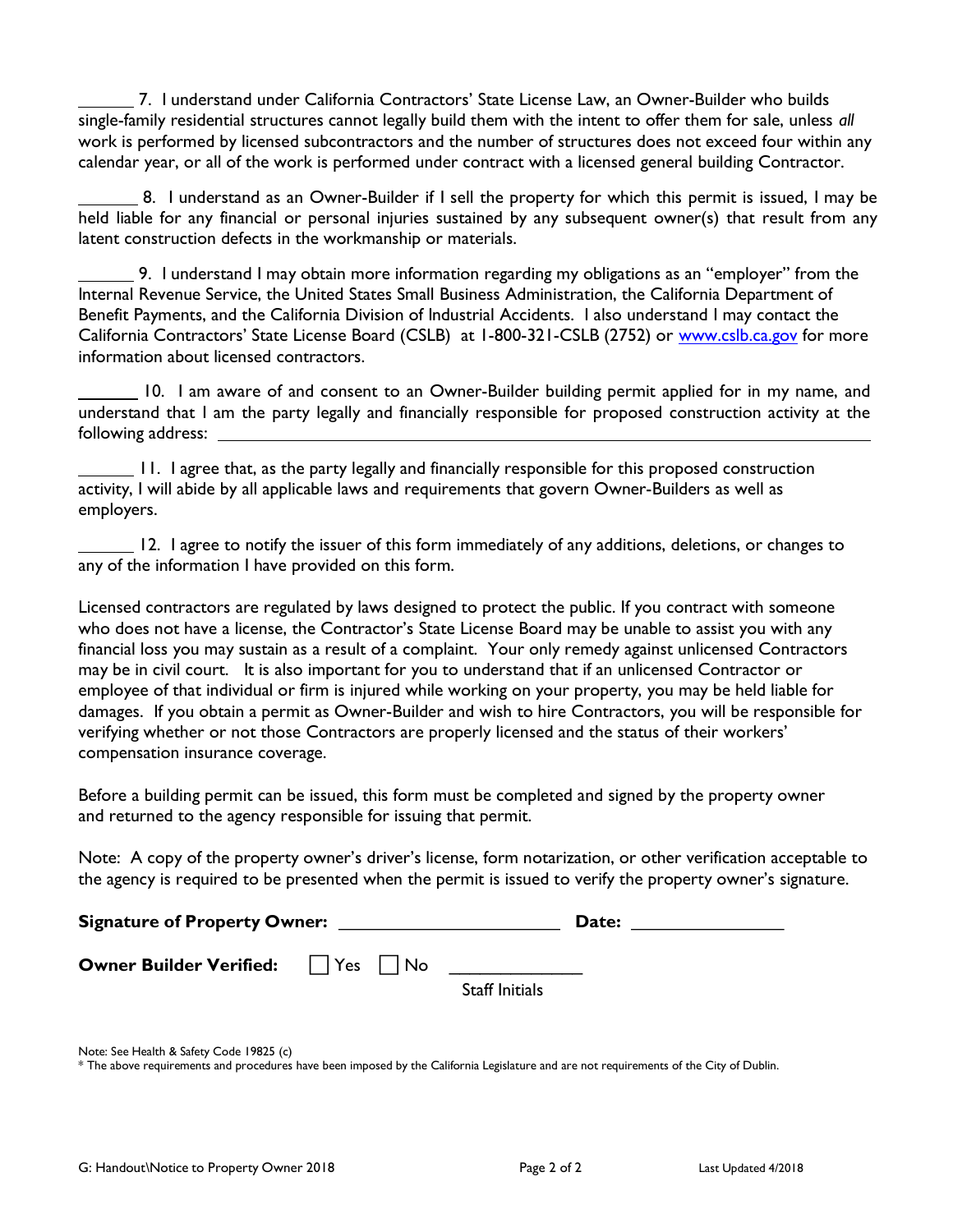______ 7. I understand under California Contractors' State License Law, an Owner-Builder who builds single-family residential structures cannot legally build them with the intent to offer them for sale, unless *all* work is performed by licensed subcontractors and the number of structures does not exceed four within any calendar year, or all of the work is performed under contract with a licensed general building Contractor.

______ 8. I understand as an Owner-Builder if I sell the property for which this permit is issued, I may be held liable for any financial or personal injuries sustained by any subsequent owner(s) that result from any latent construction defects in the workmanship or materials.

______ 9. I understand I may obtain more information regarding my obligations as an "employer" from the Internal Revenue Service, the United States Small Business Administration, the California Department of Benefit Payments, and the California Division of Industrial Accidents. I also understand I may contact the California Contractors' State License Board (CSLB) at 1-800-321-CSLB (2752) or www.cslb.ca.gov for more information about licensed contractors.

______ 10. I am aware of and consent to an Owner-Builder building permit applied for in my name, and understand that I am the party legally and financially responsible for proposed construction activity at the following address: ______________________________

______ 11. I agree that, as the party legally and financially responsible for this proposed construction activity, I will abide by all applicable laws and requirements that govern Owner-Builders as well as employers.

______ 12. I agree to notify the issuer of this form immediately of any additions, deletions, or changes to any of the information I have provided on this form.

Licensed contractors are regulated by laws designed to protect the public. If you contract with someone who does not have a license, the Contractor's State License Board may be unable to assist you with any financial loss you may sustain as a result of a complaint. Your only remedy against unlicensed Contractors may be in civil court. It is also important for you to understand that if an unlicensed Contractor or employee of that individual or firm is injured while working on your property, you may be held liable for damages. If you obtain a permit as Owner-Builder and wish to hire Contractors, you will be responsible for verifying whether or not those Contractors are properly licensed and the status of their workers' compensation insurance coverage.

Before a building permit can be issued, this form must be completed and signed by the property owner and returned to the agency responsible for issuing that permit.

Note: A copy of the property owner's driver's license, form notarization, or other verification acceptable to the agency is required to be presented when the permit is issued to verify the property owner's signature.

**Signature of Property Owner:** ______________________ **Date:** ________________

**Owner Builder Verified:** ☐ Yes ☐ No ______________
Staff Initials

Note: See Health & Safety Code 19825 (c)

* The above requirements and procedures have been imposed by the California Legislature and are not requirements of the City of Dublin.

G: Handout\Notice to Property Owner 2018 Last Updated 4/2018